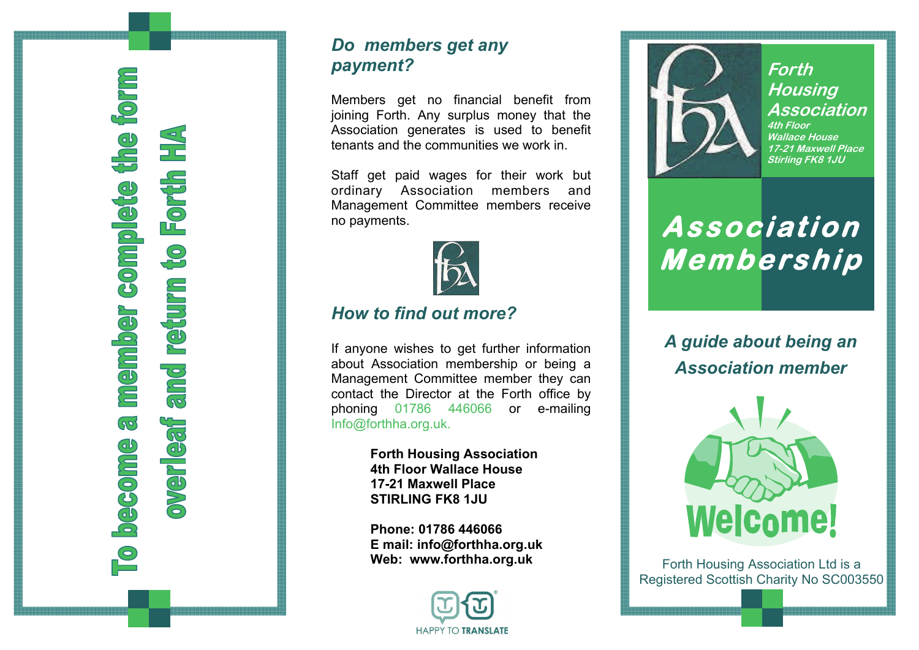**To become a member complete the form overleaf and return to Forth HA**

## *Do members get any payment?*

Members get no financial benefit from joining Forth. Any surplus money that the Association generates is used to benefit tenants and the communities we work in.

Staff get paid wages for their work but ordinary Association members and Management Committee members receive no payments.

## *How to find out more?*

If anyone wishes to get further information about Association membership or being a Management Committee member they can contact the Director at the Forth office by phoning 01786 446066 or e-mailing Info@forthha.org.uk.

**Forth Housing Association**
**4th Floor Wallace House**
**17-21 Maxwell Place**
**STIRLING FK8 1JU**

**Phone: 01786 446066**
**E mail: info@forthha.org.uk**
**Web: www.forthha.org.uk**

HAPPY TO TRANSLATE

**Forth Housing Association**
*4th Floor*
*Wallace House*
*17-21 Maxwell Place*
*Stirling FK8 1JU*

# Association Membership

## *A guide about being an Association member*

Welcome!

Forth Housing Association Ltd is a Registered Scottish Charity No SC003550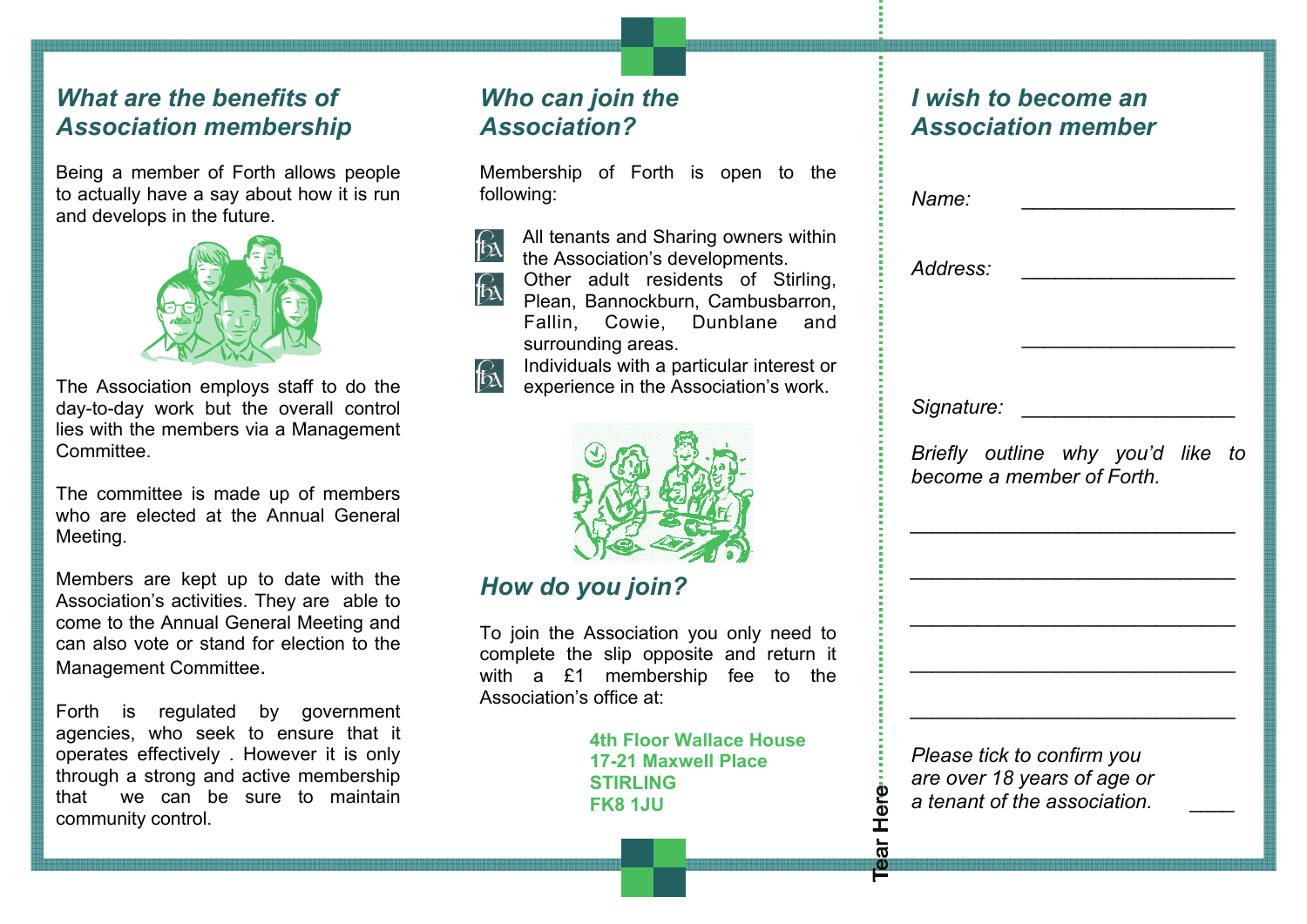## *What are the benefits of Association membership*

Being a member of Forth allows people to actually have a say about how it is run and develops in the future.

The Association employs staff to do the day-to-day work but the overall control lies with the members via a Management Committee.

The committee is made up of members who are elected at the Annual General Meeting.

Members are kept up to date with the Association's activities. They are able to come to the Annual General Meeting and can also vote or stand for election to the Management Committee.

Forth is regulated by government agencies, who seek to ensure that it operates effectively . However it is only through a strong and active membership that we can be sure to maintain community control.

## *Who can join the Association?*

Membership of Forth is open to the following:

- All tenants and Sharing owners within the Association's developments.
- Other adult residents of Stirling, Plean, Bannockburn, Cambusbarron, Fallin, Cowie, Dunblane and surrounding areas.
- Individuals with a particular interest or experience in the Association's work.

## *How do you join?*

To join the Association you only need to complete the slip opposite and return it with a £1 membership fee to the Association's office at:

**4th Floor Wallace House**
**17-21 Maxwell Place**
**STIRLING**
**FK8 1JU**

**Tear Here**

## *I wish to become an Association member*

*Name:* ____________________

*Address:* ____________________

____________________

*Signature:* ____________________

*Briefly outline why you'd like to become a member of Forth.*

______________________________

______________________________

______________________________

______________________________

______________________________

*Please tick to confirm you are over 18 years of age or a tenant of the association.* ____